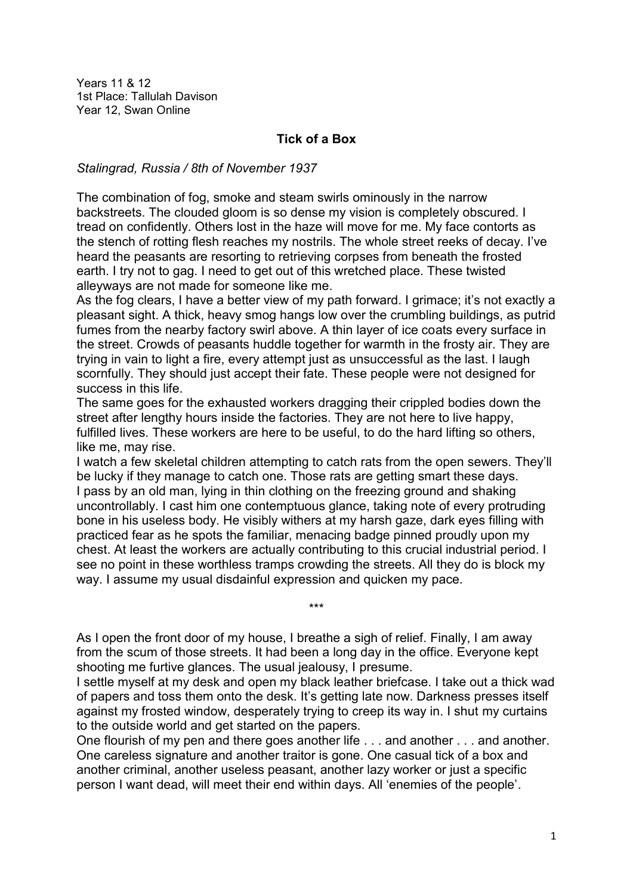Years 11 & 12
1st Place: Tallulah Davison
Year 12, Swan Online

**Tick of a Box**

*Stalingrad, Russia / 8th of November 1937*

The combination of fog, smoke and steam swirls ominously in the narrow backstreets. The clouded gloom is so dense my vision is completely obscured. I tread on confidently. Others lost in the haze will move for me. My face contorts as the stench of rotting flesh reaches my nostrils. The whole street reeks of decay. I've heard the peasants are resorting to retrieving corpses from beneath the frosted earth. I try not to gag. I need to get out of this wretched place. These twisted alleyways are not made for someone like me.

As the fog clears, I have a better view of my path forward. I grimace; it's not exactly a pleasant sight. A thick, heavy smog hangs low over the crumbling buildings, as putrid fumes from the nearby factory swirl above. A thin layer of ice coats every surface in the street. Crowds of peasants huddle together for warmth in the frosty air. They are trying in vain to light a fire, every attempt just as unsuccessful as the last. I laugh scornfully. They should just accept their fate. These people were not designed for success in this life.

The same goes for the exhausted workers dragging their crippled bodies down the street after lengthy hours inside the factories. They are not here to live happy, fulfilled lives. These workers are here to be useful, to do the hard lifting so others, like me, may rise.

I watch a few skeletal children attempting to catch rats from the open sewers. They'll be lucky if they manage to catch one. Those rats are getting smart these days.

I pass by an old man, lying in thin clothing on the freezing ground and shaking uncontrollably. I cast him one contemptuous glance, taking note of every protruding bone in his useless body. He visibly withers at my harsh gaze, dark eyes filling with practiced fear as he spots the familiar, menacing badge pinned proudly upon my chest. At least the workers are actually contributing to this crucial industrial period. I see no point in these worthless tramps crowding the streets. All they do is block my way. I assume my usual disdainful expression and quicken my pace.

\*\*\*

As I open the front door of my house, I breathe a sigh of relief. Finally, I am away from the scum of those streets. It had been a long day in the office. Everyone kept shooting me furtive glances. The usual jealousy, I presume.

I settle myself at my desk and open my black leather briefcase. I take out a thick wad of papers and toss them onto the desk. It's getting late now. Darkness presses itself against my frosted window, desperately trying to creep its way in. I shut my curtains to the outside world and get started on the papers.

One flourish of my pen and there goes another life . . . and another . . . and another. One careless signature and another traitor is gone. One casual tick of a box and another criminal, another useless peasant, another lazy worker or just a specific person I want dead, will meet their end within days. All 'enemies of the people'.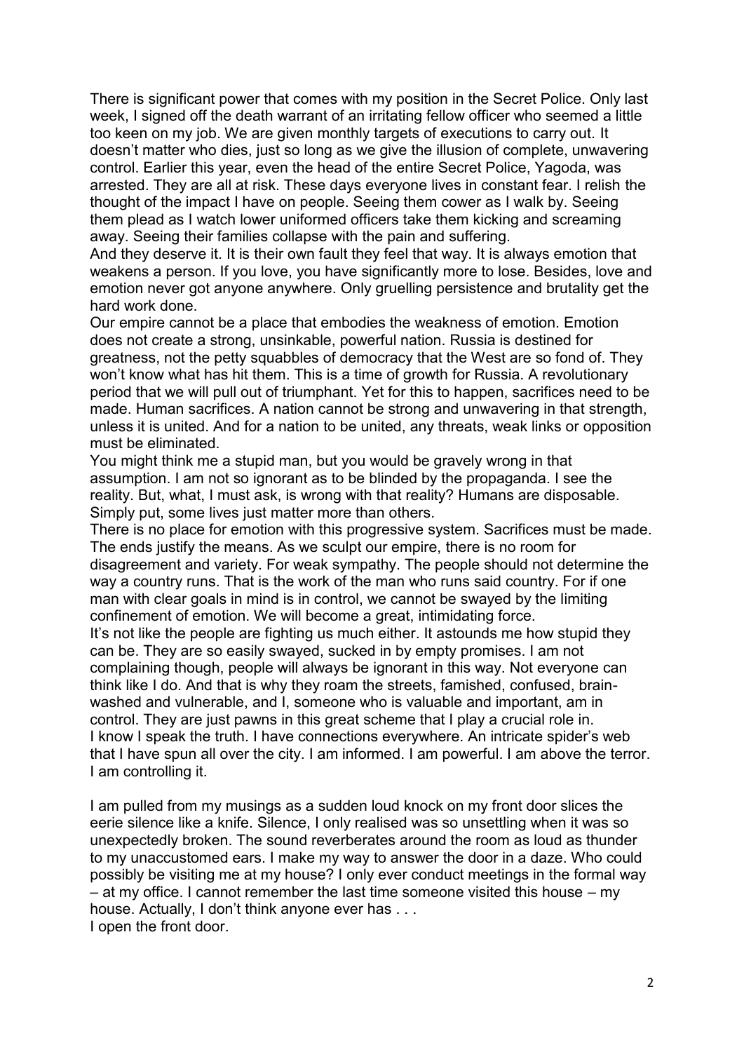There is significant power that comes with my position in the Secret Police. Only last week, I signed off the death warrant of an irritating fellow officer who seemed a little too keen on my job. We are given monthly targets of executions to carry out. It doesn't matter who dies, just so long as we give the illusion of complete, unwavering control. Earlier this year, even the head of the entire Secret Police, Yagoda, was arrested. They are all at risk. These days everyone lives in constant fear. I relish the thought of the impact I have on people. Seeing them cower as I walk by. Seeing them plead as I watch lower uniformed officers take them kicking and screaming away. Seeing their families collapse with the pain and suffering.

And they deserve it. It is their own fault they feel that way. It is always emotion that weakens a person. If you love, you have significantly more to lose. Besides, love and emotion never got anyone anywhere. Only gruelling persistence and brutality get the hard work done.

Our empire cannot be a place that embodies the weakness of emotion. Emotion does not create a strong, unsinkable, powerful nation. Russia is destined for greatness, not the petty squabbles of democracy that the West are so fond of. They won't know what has hit them. This is a time of growth for Russia. A revolutionary period that we will pull out of triumphant. Yet for this to happen, sacrifices need to be made. Human sacrifices. A nation cannot be strong and unwavering in that strength, unless it is united. And for a nation to be united, any threats, weak links or opposition must be eliminated.

You might think me a stupid man, but you would be gravely wrong in that assumption. I am not so ignorant as to be blinded by the propaganda. I see the reality. But, what, I must ask, is wrong with that reality? Humans are disposable. Simply put, some lives just matter more than others.

There is no place for emotion with this progressive system. Sacrifices must be made. The ends justify the means. As we sculpt our empire, there is no room for disagreement and variety. For weak sympathy. The people should not determine the way a country runs. That is the work of the man who runs said country. For if one man with clear goals in mind is in control, we cannot be swayed by the limiting confinement of emotion. We will become a great, intimidating force.

It's not like the people are fighting us much either. It astounds me how stupid they can be. They are so easily swayed, sucked in by empty promises. I am not complaining though, people will always be ignorant in this way. Not everyone can think like I do. And that is why they roam the streets, famished, confused, brain-washed and vulnerable, and I, someone who is valuable and important, am in control. They are just pawns in this great scheme that I play a crucial role in.

I know I speak the truth. I have connections everywhere. An intricate spider's web that I have spun all over the city. I am informed. I am powerful. I am above the terror. I am controlling it.

I am pulled from my musings as a sudden loud knock on my front door slices the eerie silence like a knife. Silence, I only realised was so unsettling when it was so unexpectedly broken. The sound reverberates around the room as loud as thunder to my unaccustomed ears. I make my way to answer the door in a daze. Who could possibly be visiting me at my house? I only ever conduct meetings in the formal way – at my office. I cannot remember the last time someone visited this house – my house. Actually, I don't think anyone ever has . . .

I open the front door.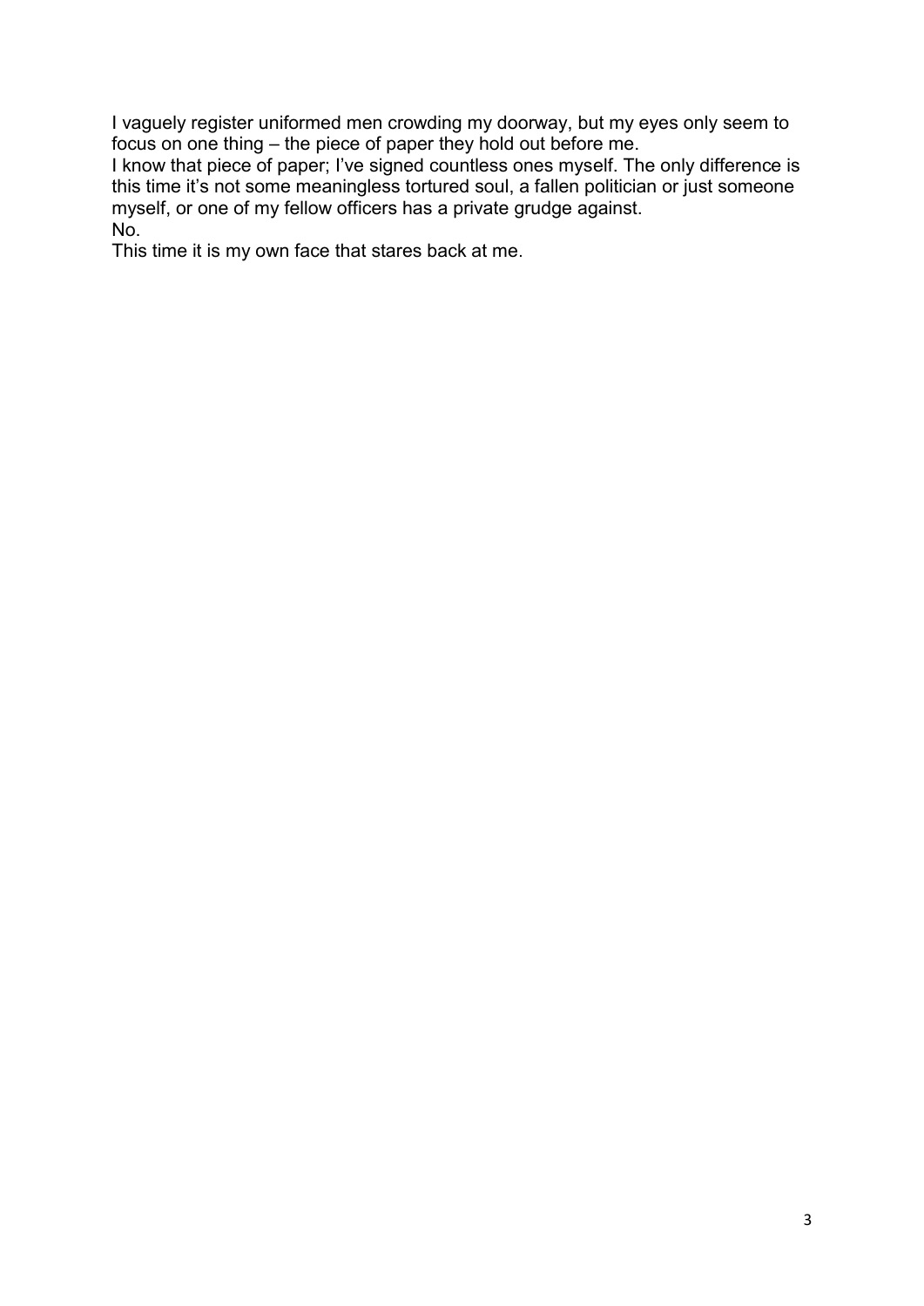I vaguely register uniformed men crowding my doorway, but my eyes only seem to focus on one thing – the piece of paper they hold out before me.

I know that piece of paper; I've signed countless ones myself. The only difference is this time it's not some meaningless tortured soul, a fallen politician or just someone myself, or one of my fellow officers has a private grudge against.

No.

This time it is my own face that stares back at me.